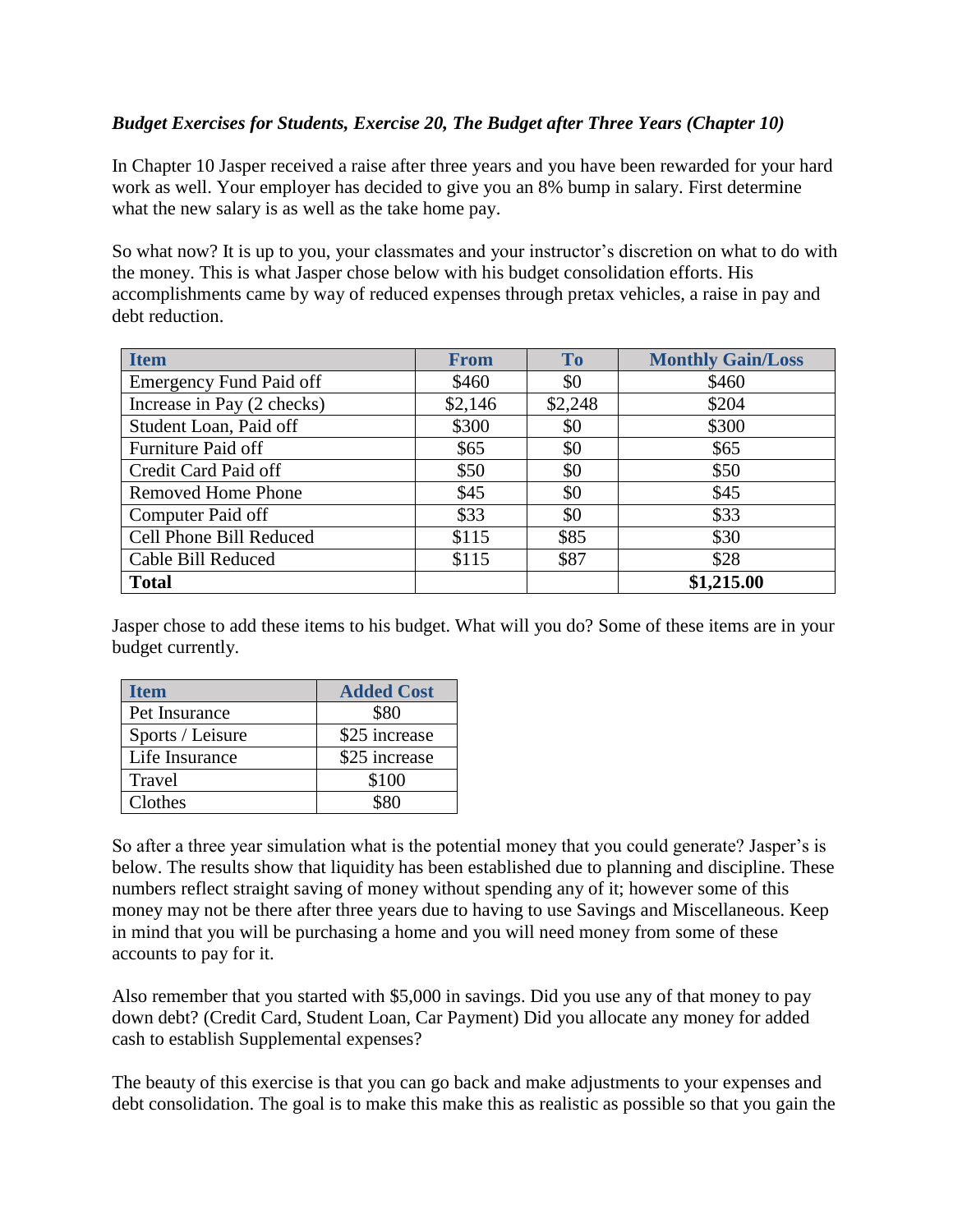***Budget Exercises for Students, Exercise 20, The Budget after Three Years (Chapter 10)***

In Chapter 10 Jasper received a raise after three years and you have been rewarded for your hard work as well. Your employer has decided to give you an 8% bump in salary. First determine what the new salary is as well as the take home pay.

So what now? It is up to you, your classmates and your instructor's discretion on what to do with the money. This is what Jasper chose below with his budget consolidation efforts. His accomplishments came by way of reduced expenses through pretax vehicles, a raise in pay and debt reduction.

| Item | From | To | Monthly Gain/Loss |
|---|---|---|---|
| Emergency Fund Paid off | $460 | $0 | $460 |
| Increase in Pay (2 checks) | $2,146 | $2,248 | $204 |
| Student Loan, Paid off | $300 | $0 | $300 |
| Furniture Paid off | $65 | $0 | $65 |
| Credit Card Paid off | $50 | $0 | $50 |
| Removed Home Phone | $45 | $0 | $45 |
| Computer Paid off | $33 | $0 | $33 |
| Cell Phone Bill Reduced | $115 | $85 | $30 |
| Cable Bill Reduced | $115 | $87 | $28 |
| **Total** | | | **$1,215.00** |

Jasper chose to add these items to his budget. What will you do? Some of these items are in your budget currently.

| Item | Added Cost |
|---|---|
| Pet Insurance | $80 |
| Sports / Leisure | $25 increase |
| Life Insurance | $25 increase |
| Travel | $100 |
| Clothes | $80 |

So after a three year simulation what is the potential money that you could generate? Jasper's is below. The results show that liquidity has been established due to planning and discipline. These numbers reflect straight saving of money without spending any of it; however some of this money may not be there after three years due to having to use Savings and Miscellaneous. Keep in mind that you will be purchasing a home and you will need money from some of these accounts to pay for it.

Also remember that you started with $5,000 in savings. Did you use any of that money to pay down debt? (Credit Card, Student Loan, Car Payment) Did you allocate any money for added cash to establish Supplemental expenses?

The beauty of this exercise is that you can go back and make adjustments to your expenses and debt consolidation. The goal is to make this make this as realistic as possible so that you gain the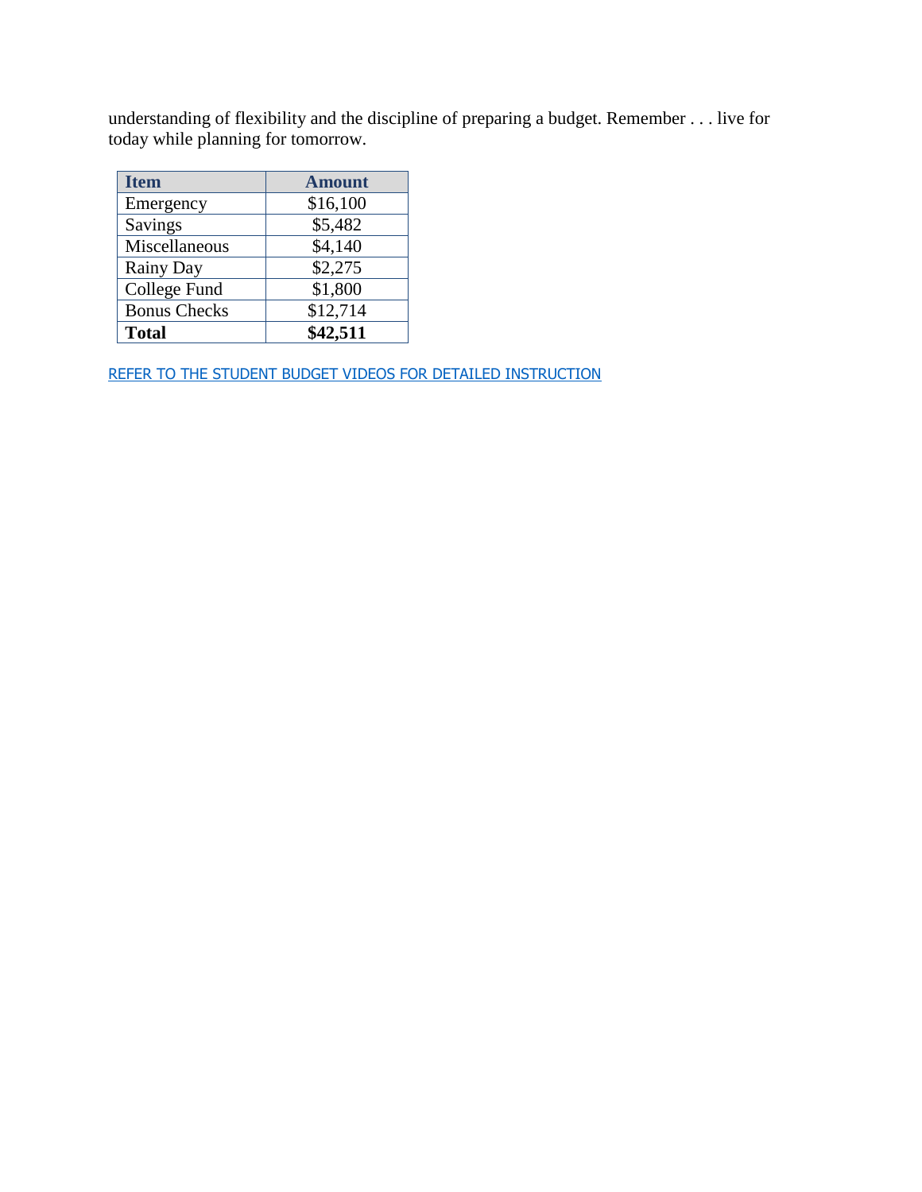understanding of flexibility and the discipline of preparing a budget. Remember . . . live for today while planning for tomorrow.

| Item | Amount |
|---|---|
| Emergency | $16,100 |
| Savings | $5,482 |
| Miscellaneous | $4,140 |
| Rainy Day | $2,275 |
| College Fund | $1,800 |
| Bonus Checks | $12,714 |
| **Total** | **$42,511** |

REFER TO THE STUDENT BUDGET VIDEOS FOR DETAILED INSTRUCTION